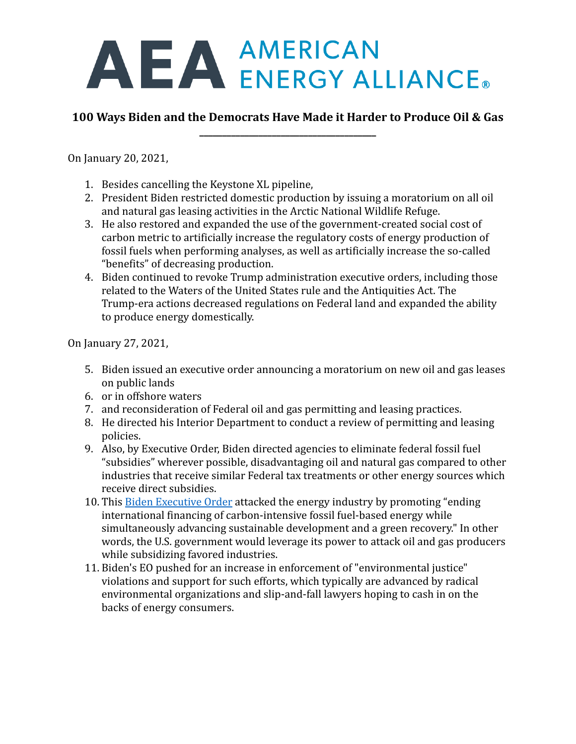# AEA AMERICAN ENERGY ALLIANCE®

## 100 Ways Biden and the Democrats Have Made it Harder to Produce Oil & Gas

On January 20, 2021,

1. Besides cancelling the Keystone XL pipeline,
2. President Biden restricted domestic production by issuing a moratorium on all oil and natural gas leasing activities in the Arctic National Wildlife Refuge.
3. He also restored and expanded the use of the government-created social cost of carbon metric to artificially increase the regulatory costs of energy production of fossil fuels when performing analyses, as well as artificially increase the so-called "benefits" of decreasing production.
4. Biden continued to revoke Trump administration executive orders, including those related to the Waters of the United States rule and the Antiquities Act. The Trump-era actions decreased regulations on Federal land and expanded the ability to produce energy domestically.

On January 27, 2021,

5. Biden issued an executive order announcing a moratorium on new oil and gas leases on public lands
6. or in offshore waters
7. and reconsideration of Federal oil and gas permitting and leasing practices.
8. He directed his Interior Department to conduct a review of permitting and leasing policies.
9. Also, by Executive Order, Biden directed agencies to eliminate federal fossil fuel "subsidies" wherever possible, disadvantaging oil and natural gas compared to other industries that receive similar Federal tax treatments or other energy sources which receive direct subsidies.
10. This Biden Executive Order attacked the energy industry by promoting "ending international financing of carbon-intensive fossil fuel-based energy while simultaneously advancing sustainable development and a green recovery." In other words, the U.S. government would leverage its power to attack oil and gas producers while subsidizing favored industries.
11. Biden's EO pushed for an increase in enforcement of "environmental justice" violations and support for such efforts, which typically are advanced by radical environmental organizations and slip-and-fall lawyers hoping to cash in on the backs of energy consumers.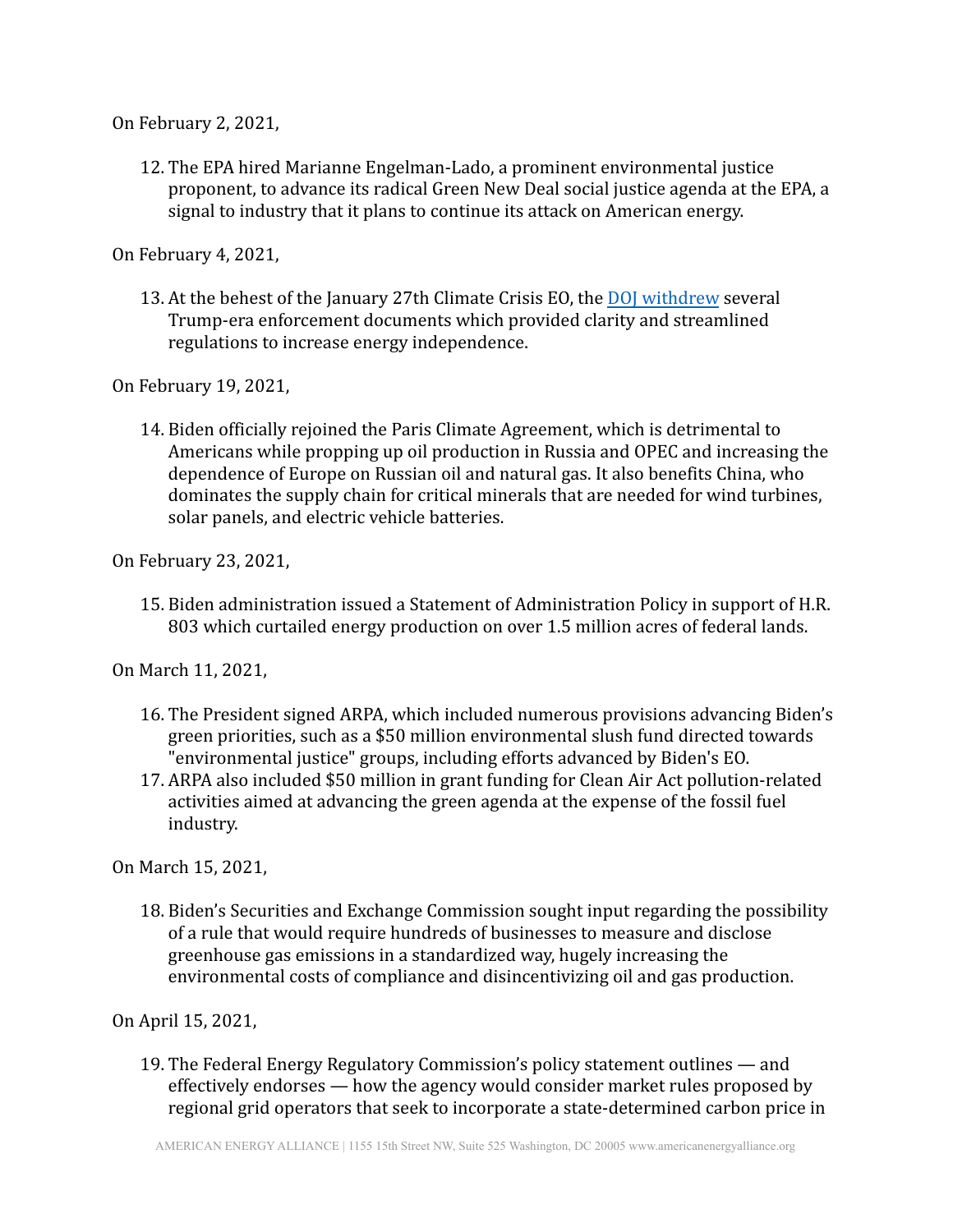On February 2, 2021,

12. The EPA hired Marianne Engelman-Lado, a prominent environmental justice proponent, to advance its radical Green New Deal social justice agenda at the EPA, a signal to industry that it plans to continue its attack on American energy.

On February 4, 2021,

13. At the behest of the January 27th Climate Crisis EO, the DOJ withdrew several Trump-era enforcement documents which provided clarity and streamlined regulations to increase energy independence.

On February 19, 2021,

14. Biden officially rejoined the Paris Climate Agreement, which is detrimental to Americans while propping up oil production in Russia and OPEC and increasing the dependence of Europe on Russian oil and natural gas. It also benefits China, who dominates the supply chain for critical minerals that are needed for wind turbines, solar panels, and electric vehicle batteries.

On February 23, 2021,

15. Biden administration issued a Statement of Administration Policy in support of H.R. 803 which curtailed energy production on over 1.5 million acres of federal lands.

On March 11, 2021,

16. The President signed ARPA, which included numerous provisions advancing Biden's green priorities, such as a $50 million environmental slush fund directed towards "environmental justice" groups, including efforts advanced by Biden's EO.
17. ARPA also included $50 million in grant funding for Clean Air Act pollution-related activities aimed at advancing the green agenda at the expense of the fossil fuel industry.

On March 15, 2021,

18. Biden's Securities and Exchange Commission sought input regarding the possibility of a rule that would require hundreds of businesses to measure and disclose greenhouse gas emissions in a standardized way, hugely increasing the environmental costs of compliance and disincentivizing oil and gas production.

On April 15, 2021,

19. The Federal Energy Regulatory Commission's policy statement outlines — and effectively endorses — how the agency would consider market rules proposed by regional grid operators that seek to incorporate a state-determined carbon price in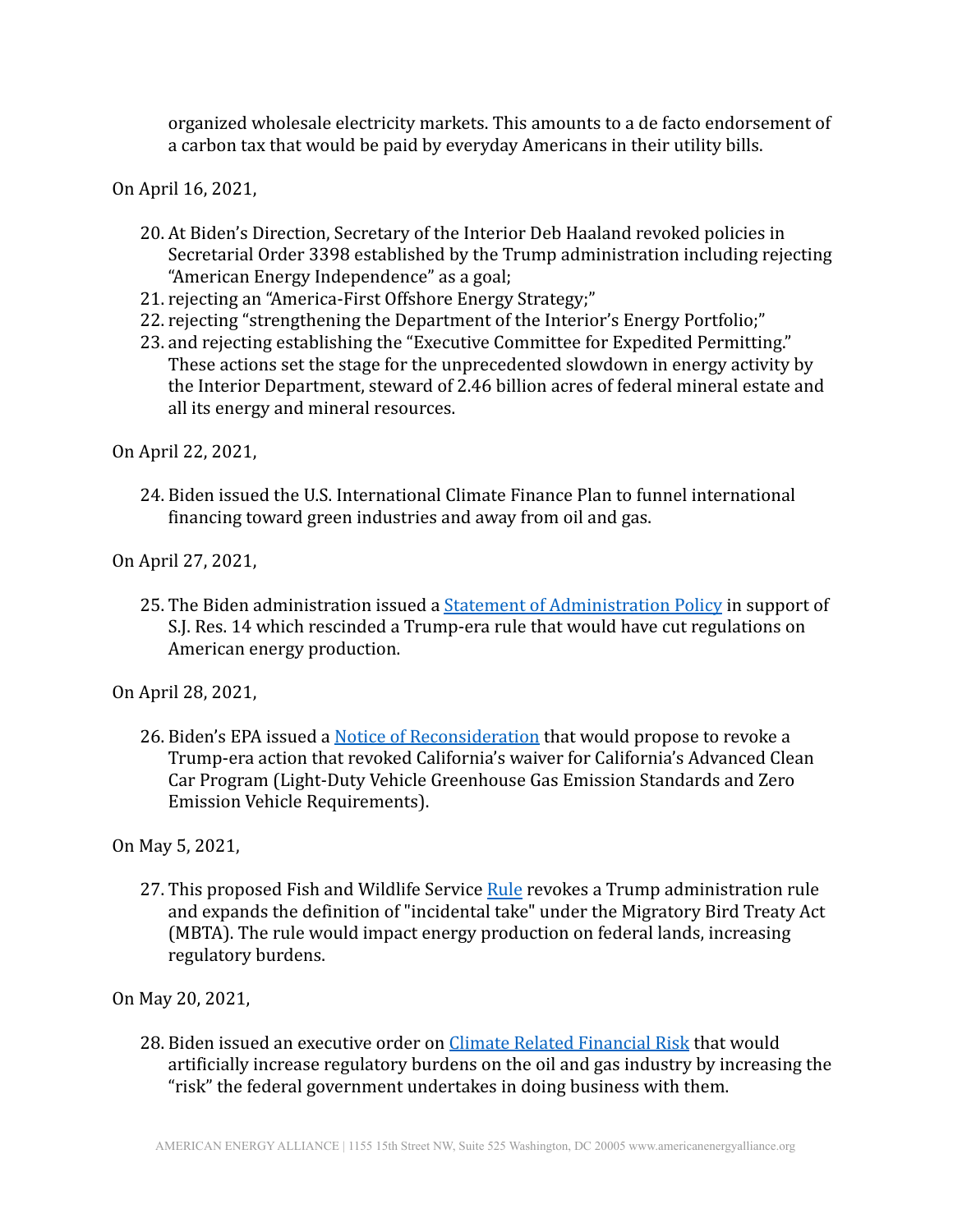organized wholesale electricity markets. This amounts to a de facto endorsement of a carbon tax that would be paid by everyday Americans in their utility bills.

On April 16, 2021,

20. At Biden's Direction, Secretary of the Interior Deb Haaland revoked policies in Secretarial Order 3398 established by the Trump administration including rejecting "American Energy Independence" as a goal;
21. rejecting an "America-First Offshore Energy Strategy;"
22. rejecting "strengthening the Department of the Interior's Energy Portfolio;"
23. and rejecting establishing the "Executive Committee for Expedited Permitting." These actions set the stage for the unprecedented slowdown in energy activity by the Interior Department, steward of 2.46 billion acres of federal mineral estate and all its energy and mineral resources.

On April 22, 2021,

24. Biden issued the U.S. International Climate Finance Plan to funnel international financing toward green industries and away from oil and gas.

On April 27, 2021,

25. The Biden administration issued a Statement of Administration Policy in support of S.J. Res. 14 which rescinded a Trump-era rule that would have cut regulations on American energy production.

On April 28, 2021,

26. Biden's EPA issued a Notice of Reconsideration that would propose to revoke a Trump-era action that revoked California's waiver for California's Advanced Clean Car Program (Light-Duty Vehicle Greenhouse Gas Emission Standards and Zero Emission Vehicle Requirements).

On May 5, 2021,

27. This proposed Fish and Wildlife Service Rule revokes a Trump administration rule and expands the definition of "incidental take" under the Migratory Bird Treaty Act (MBTA). The rule would impact energy production on federal lands, increasing regulatory burdens.

On May 20, 2021,

28. Biden issued an executive order on Climate Related Financial Risk that would artificially increase regulatory burdens on the oil and gas industry by increasing the "risk" the federal government undertakes in doing business with them.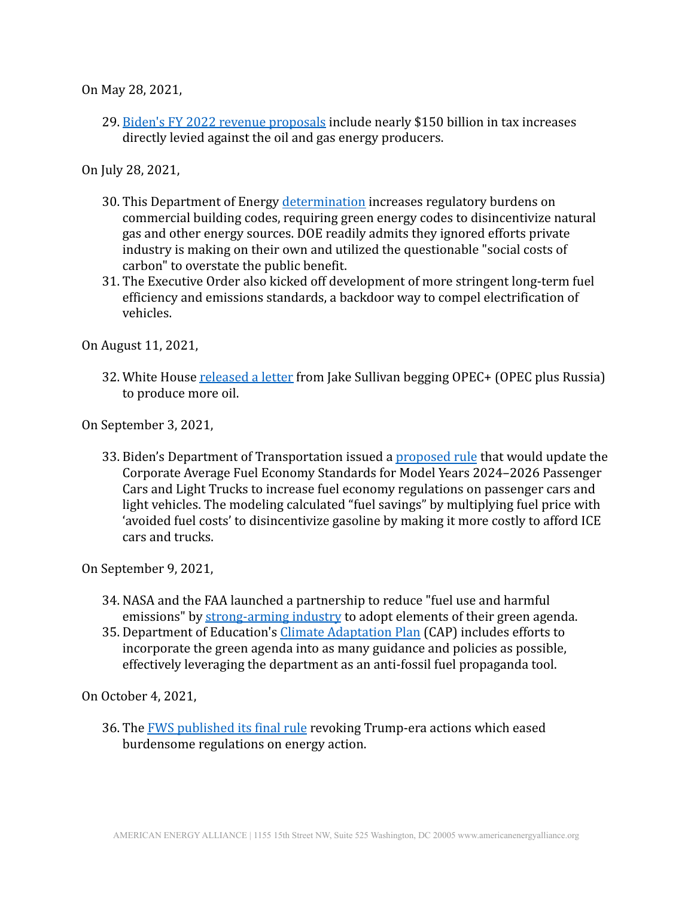On May 28, 2021,

29. Biden's FY 2022 revenue proposals include nearly $150 billion in tax increases directly levied against the oil and gas energy producers.

On July 28, 2021,

30. This Department of Energy determination increases regulatory burdens on commercial building codes, requiring green energy codes to disincentivize natural gas and other energy sources. DOE readily admits they ignored efforts private industry is making on their own and utilized the questionable "social costs of carbon" to overstate the public benefit.
31. The Executive Order also kicked off development of more stringent long-term fuel efficiency and emissions standards, a backdoor way to compel electrification of vehicles.

On August 11, 2021,

32. White House released a letter from Jake Sullivan begging OPEC+ (OPEC plus Russia) to produce more oil.

On September 3, 2021,

33. Biden's Department of Transportation issued a proposed rule that would update the Corporate Average Fuel Economy Standards for Model Years 2024–2026 Passenger Cars and Light Trucks to increase fuel economy regulations on passenger cars and light vehicles. The modeling calculated "fuel savings" by multiplying fuel price with 'avoided fuel costs' to disincentivize gasoline by making it more costly to afford ICE cars and trucks.

On September 9, 2021,

34. NASA and the FAA launched a partnership to reduce "fuel use and harmful emissions" by strong-arming industry to adopt elements of their green agenda.
35. Department of Education's Climate Adaptation Plan (CAP) includes efforts to incorporate the green agenda into as many guidance and policies as possible, effectively leveraging the department as an anti-fossil fuel propaganda tool.

On October 4, 2021,

36. The FWS published its final rule revoking Trump-era actions which eased burdensome regulations on energy action.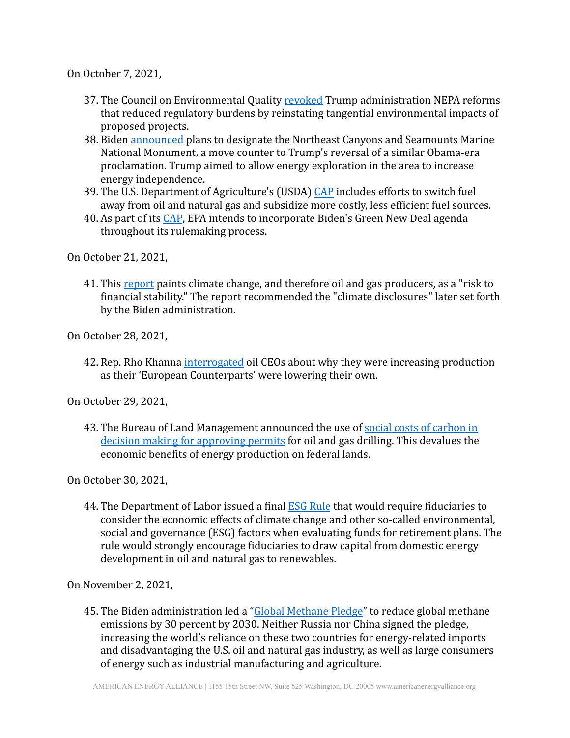On October 7, 2021,

37. The Council on Environmental Quality revoked Trump administration NEPA reforms that reduced regulatory burdens by reinstating tangential environmental impacts of proposed projects.
38. Biden announced plans to designate the Northeast Canyons and Seamounts Marine National Monument, a move counter to Trump's reversal of a similar Obama-era proclamation. Trump aimed to allow energy exploration in the area to increase energy independence.
39. The U.S. Department of Agriculture's (USDA) CAP includes efforts to switch fuel away from oil and natural gas and subsidize more costly, less efficient fuel sources.
40. As part of its CAP, EPA intends to incorporate Biden's Green New Deal agenda throughout its rulemaking process.

On October 21, 2021,

41. This report paints climate change, and therefore oil and gas producers, as a "risk to financial stability." The report recommended the "climate disclosures" later set forth by the Biden administration.

On October 28, 2021,

42. Rep. Rho Khanna interrogated oil CEOs about why they were increasing production as their 'European Counterparts' were lowering their own.

On October 29, 2021,

43. The Bureau of Land Management announced the use of social costs of carbon in decision making for approving permits for oil and gas drilling. This devalues the economic benefits of energy production on federal lands.

On October 30, 2021,

44. The Department of Labor issued a final ESG Rule that would require fiduciaries to consider the economic effects of climate change and other so-called environmental, social and governance (ESG) factors when evaluating funds for retirement plans. The rule would strongly encourage fiduciaries to draw capital from domestic energy development in oil and natural gas to renewables.

On November 2, 2021,

45. The Biden administration led a "Global Methane Pledge" to reduce global methane emissions by 30 percent by 2030. Neither Russia nor China signed the pledge, increasing the world's reliance on these two countries for energy-related imports and disadvantaging the U.S. oil and natural gas industry, as well as large consumers of energy such as industrial manufacturing and agriculture.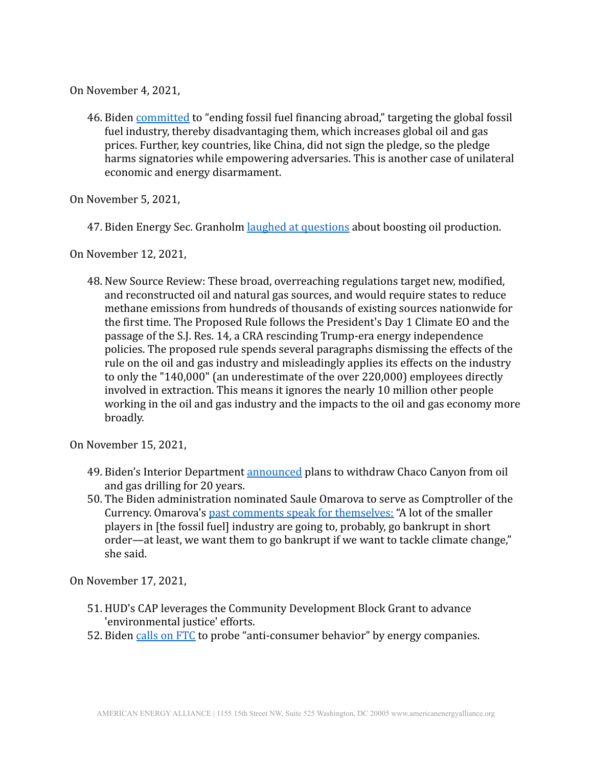On November 4, 2021,

46. Biden committed to "ending fossil fuel financing abroad," targeting the global fossil fuel industry, thereby disadvantaging them, which increases global oil and gas prices. Further, key countries, like China, did not sign the pledge, so the pledge harms signatories while empowering adversaries. This is another case of unilateral economic and energy disarmament.

On November 5, 2021,

47. Biden Energy Sec. Granholm laughed at questions about boosting oil production.

On November 12, 2021,

48. New Source Review: These broad, overreaching regulations target new, modified, and reconstructed oil and natural gas sources, and would require states to reduce methane emissions from hundreds of thousands of existing sources nationwide for the first time. The Proposed Rule follows the President's Day 1 Climate EO and the passage of the S.J. Res. 14, a CRA rescinding Trump-era energy independence policies. The proposed rule spends several paragraphs dismissing the effects of the rule on the oil and gas industry and misleadingly applies its effects on the industry to only the "140,000" (an underestimate of the over 220,000) employees directly involved in extraction. This means it ignores the nearly 10 million other people working in the oil and gas industry and the impacts to the oil and gas economy more broadly.

On November 15, 2021,

49. Biden's Interior Department announced plans to withdraw Chaco Canyon from oil and gas drilling for 20 years.
50. The Biden administration nominated Saule Omarova to serve as Comptroller of the Currency. Omarova's past comments speak for themselves: "A lot of the smaller players in [the fossil fuel] industry are going to, probably, go bankrupt in short order—at least, we want them to go bankrupt if we want to tackle climate change," she said.

On November 17, 2021,

51. HUD's CAP leverages the Community Development Block Grant to advance 'environmental justice' efforts.
52. Biden calls on FTC to probe "anti-consumer behavior" by energy companies.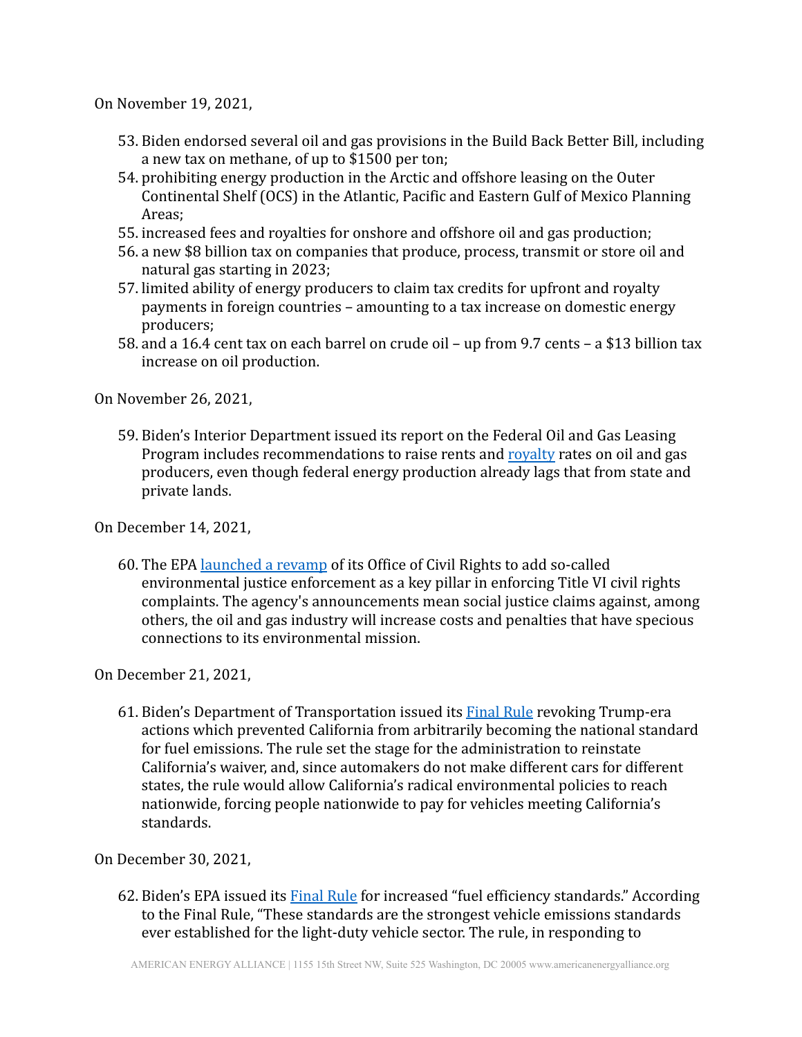On November 19, 2021,

53. Biden endorsed several oil and gas provisions in the Build Back Better Bill, including a new tax on methane, of up to $1500 per ton;
54. prohibiting energy production in the Arctic and offshore leasing on the Outer Continental Shelf (OCS) in the Atlantic, Pacific and Eastern Gulf of Mexico Planning Areas;
55. increased fees and royalties for onshore and offshore oil and gas production;
56. a new $8 billion tax on companies that produce, process, transmit or store oil and natural gas starting in 2023;
57. limited ability of energy producers to claim tax credits for upfront and royalty payments in foreign countries – amounting to a tax increase on domestic energy producers;
58. and a 16.4 cent tax on each barrel on crude oil – up from 9.7 cents – a $13 billion tax increase on oil production.

On November 26, 2021,

59. Biden's Interior Department issued its report on the Federal Oil and Gas Leasing Program includes recommendations to raise rents and royalty rates on oil and gas producers, even though federal energy production already lags that from state and private lands.

On December 14, 2021,

60. The EPA launched a revamp of its Office of Civil Rights to add so-called environmental justice enforcement as a key pillar in enforcing Title VI civil rights complaints. The agency's announcements mean social justice claims against, among others, the oil and gas industry will increase costs and penalties that have specious connections to its environmental mission.

On December 21, 2021,

61. Biden's Department of Transportation issued its Final Rule revoking Trump-era actions which prevented California from arbitrarily becoming the national standard for fuel emissions. The rule set the stage for the administration to reinstate California's waiver, and, since automakers do not make different cars for different states, the rule would allow California's radical environmental policies to reach nationwide, forcing people nationwide to pay for vehicles meeting California's standards.

On December 30, 2021,

62. Biden's EPA issued its Final Rule for increased "fuel efficiency standards." According to the Final Rule, "These standards are the strongest vehicle emissions standards ever established for the light-duty vehicle sector. The rule, in responding to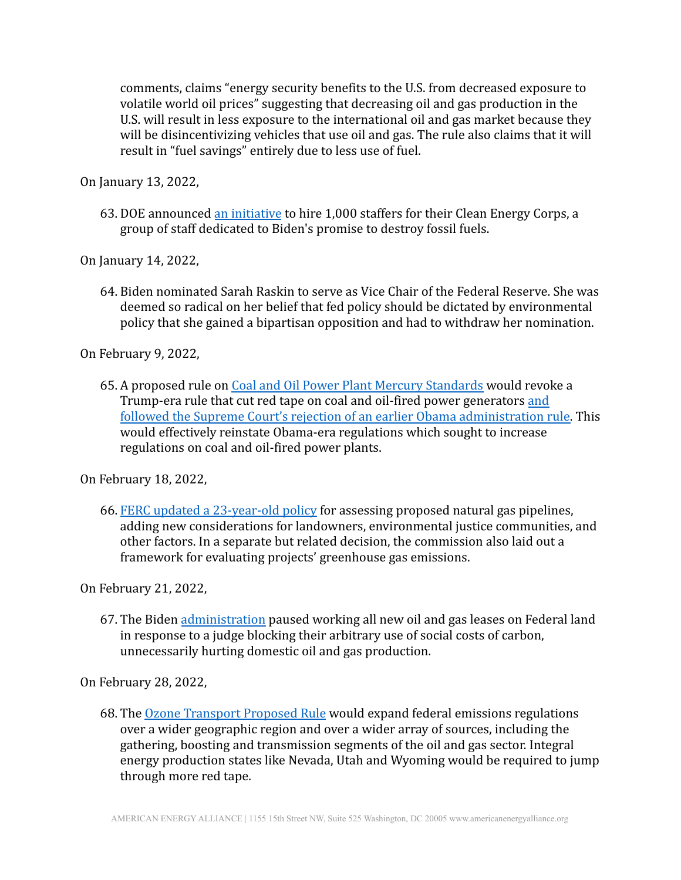comments, claims "energy security benefits to the U.S. from decreased exposure to volatile world oil prices" suggesting that decreasing oil and gas production in the U.S. will result in less exposure to the international oil and gas market because they will be disincentivizing vehicles that use oil and gas. The rule also claims that it will result in "fuel savings" entirely due to less use of fuel.

On January 13, 2022,

63. DOE announced an initiative to hire 1,000 staffers for their Clean Energy Corps, a group of staff dedicated to Biden's promise to destroy fossil fuels.

On January 14, 2022,

64. Biden nominated Sarah Raskin to serve as Vice Chair of the Federal Reserve. She was deemed so radical on her belief that fed policy should be dictated by environmental policy that she gained a bipartisan opposition and had to withdraw her nomination.

On February 9, 2022,

65. A proposed rule on Coal and Oil Power Plant Mercury Standards would revoke a Trump-era rule that cut red tape on coal and oil-fired power generators and followed the Supreme Court's rejection of an earlier Obama administration rule. This would effectively reinstate Obama-era regulations which sought to increase regulations on coal and oil-fired power plants.

On February 18, 2022,

66. FERC updated a 23-year-old policy for assessing proposed natural gas pipelines, adding new considerations for landowners, environmental justice communities, and other factors. In a separate but related decision, the commission also laid out a framework for evaluating projects' greenhouse gas emissions.

On February 21, 2022,

67. The Biden administration paused working all new oil and gas leases on Federal land in response to a judge blocking their arbitrary use of social costs of carbon, unnecessarily hurting domestic oil and gas production.

On February 28, 2022,

68. The Ozone Transport Proposed Rule would expand federal emissions regulations over a wider geographic region and over a wider array of sources, including the gathering, boosting and transmission segments of the oil and gas sector. Integral energy production states like Nevada, Utah and Wyoming would be required to jump through more red tape.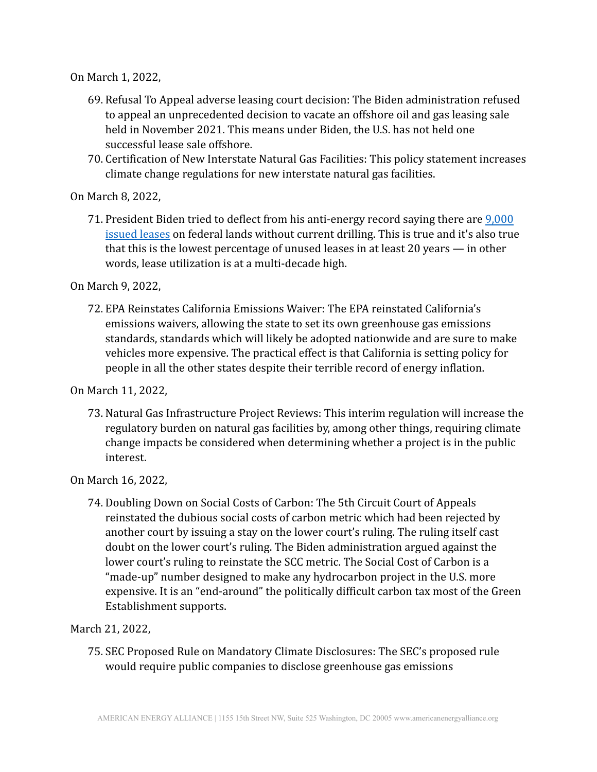On March 1, 2022,

69. Refusal To Appeal adverse leasing court decision: The Biden administration refused to appeal an unprecedented decision to vacate an offshore oil and gas leasing sale held in November 2021. This means under Biden, the U.S. has not held one successful lease sale offshore.
70. Certification of New Interstate Natural Gas Facilities: This policy statement increases climate change regulations for new interstate natural gas facilities.

On March 8, 2022,

71. President Biden tried to deflect from his anti-energy record saying there are 9,000 issued leases on federal lands without current drilling. This is true and it's also true that this is the lowest percentage of unused leases in at least 20 years — in other words, lease utilization is at a multi-decade high.

On March 9, 2022,

72. EPA Reinstates California Emissions Waiver: The EPA reinstated California's emissions waivers, allowing the state to set its own greenhouse gas emissions standards, standards which will likely be adopted nationwide and are sure to make vehicles more expensive. The practical effect is that California is setting policy for people in all the other states despite their terrible record of energy inflation.

On March 11, 2022,

73. Natural Gas Infrastructure Project Reviews: This interim regulation will increase the regulatory burden on natural gas facilities by, among other things, requiring climate change impacts be considered when determining whether a project is in the public interest.

On March 16, 2022,

74. Doubling Down on Social Costs of Carbon: The 5th Circuit Court of Appeals reinstated the dubious social costs of carbon metric which had been rejected by another court by issuing a stay on the lower court's ruling. The ruling itself cast doubt on the lower court's ruling. The Biden administration argued against the lower court's ruling to reinstate the SCC metric. The Social Cost of Carbon is a "made-up" number designed to make any hydrocarbon project in the U.S. more expensive. It is an "end-around" the politically difficult carbon tax most of the Green Establishment supports.

March 21, 2022,

75. SEC Proposed Rule on Mandatory Climate Disclosures: The SEC's proposed rule would require public companies to disclose greenhouse gas emissions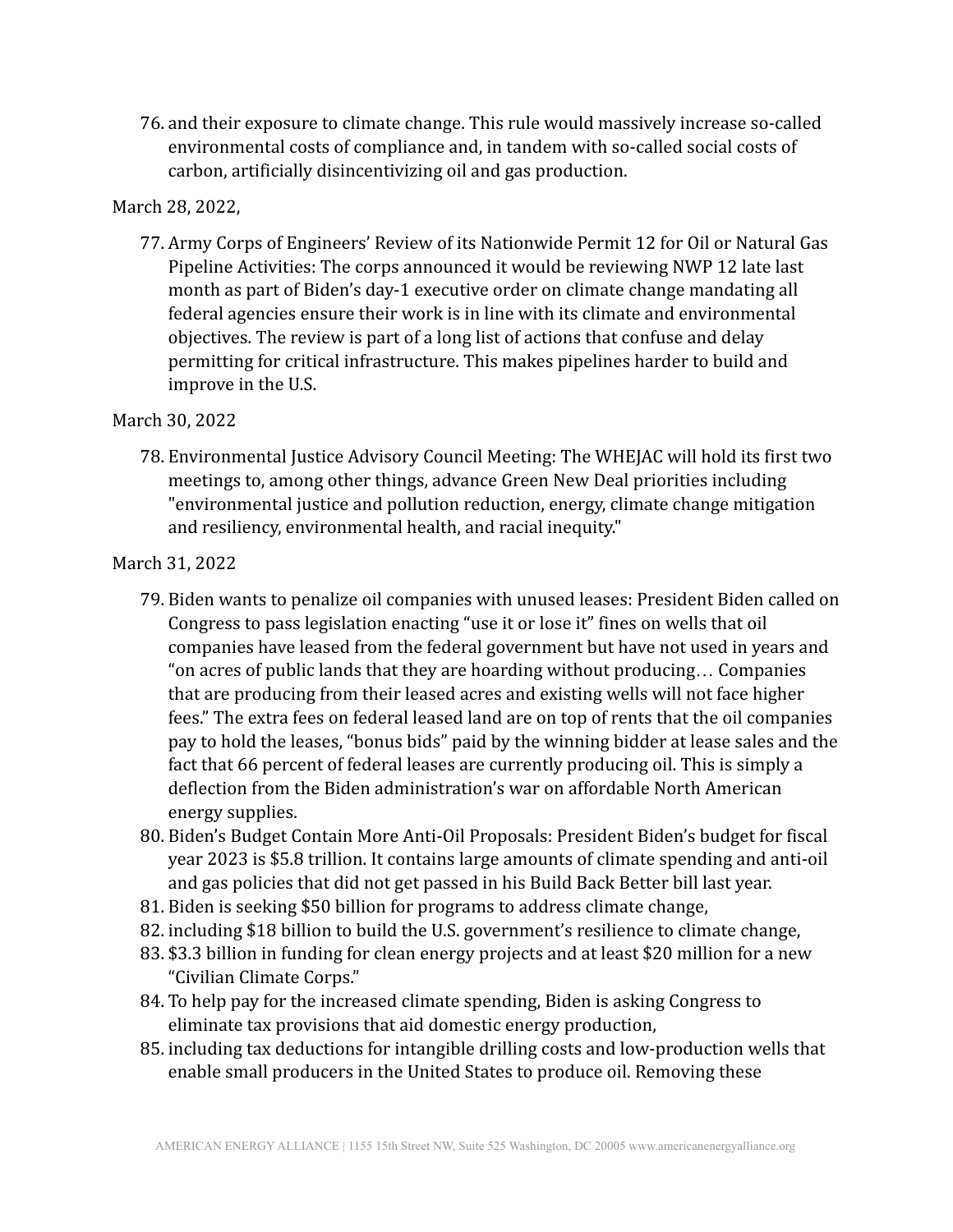76. and their exposure to climate change. This rule would massively increase so-called environmental costs of compliance and, in tandem with so-called social costs of carbon, artificially disincentivizing oil and gas production.

March 28, 2022,

77. Army Corps of Engineers' Review of its Nationwide Permit 12 for Oil or Natural Gas Pipeline Activities: The corps announced it would be reviewing NWP 12 late last month as part of Biden's day-1 executive order on climate change mandating all federal agencies ensure their work is in line with its climate and environmental objectives. The review is part of a long list of actions that confuse and delay permitting for critical infrastructure. This makes pipelines harder to build and improve in the U.S.

March 30, 2022

78. Environmental Justice Advisory Council Meeting: The WHEJAC will hold its first two meetings to, among other things, advance Green New Deal priorities including "environmental justice and pollution reduction, energy, climate change mitigation and resiliency, environmental health, and racial inequity."

March 31, 2022

79. Biden wants to penalize oil companies with unused leases: President Biden called on Congress to pass legislation enacting "use it or lose it" fines on wells that oil companies have leased from the federal government but have not used in years and "on acres of public lands that they are hoarding without producing… Companies that are producing from their leased acres and existing wells will not face higher fees." The extra fees on federal leased land are on top of rents that the oil companies pay to hold the leases, "bonus bids" paid by the winning bidder at lease sales and the fact that 66 percent of federal leases are currently producing oil. This is simply a deflection from the Biden administration's war on affordable North American energy supplies.
80. Biden's Budget Contain More Anti-Oil Proposals: President Biden's budget for fiscal year 2023 is $5.8 trillion. It contains large amounts of climate spending and anti-oil and gas policies that did not get passed in his Build Back Better bill last year.
81. Biden is seeking $50 billion for programs to address climate change,
82. including $18 billion to build the U.S. government's resilience to climate change,
83. $3.3 billion in funding for clean energy projects and at least $20 million for a new "Civilian Climate Corps."
84. To help pay for the increased climate spending, Biden is asking Congress to eliminate tax provisions that aid domestic energy production,
85. including tax deductions for intangible drilling costs and low-production wells that enable small producers in the United States to produce oil. Removing these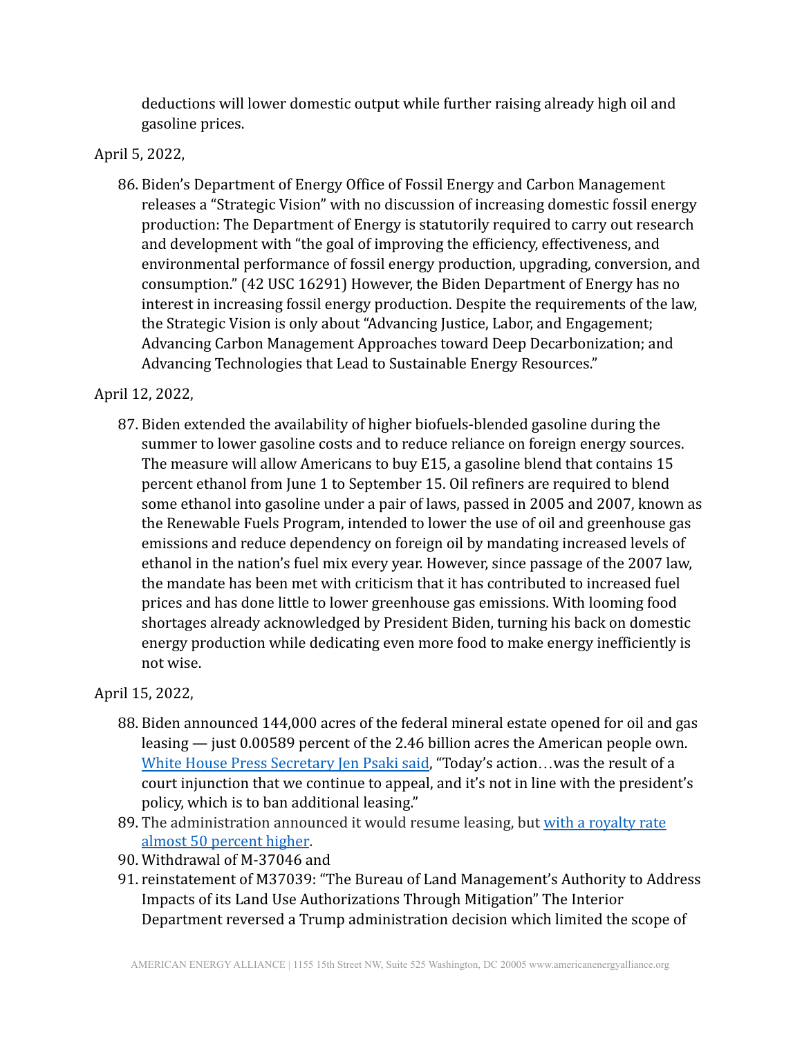deductions will lower domestic output while further raising already high oil and gasoline prices.

April 5, 2022,

86. Biden's Department of Energy Office of Fossil Energy and Carbon Management releases a "Strategic Vision" with no discussion of increasing domestic fossil energy production: The Department of Energy is statutorily required to carry out research and development with "the goal of improving the efficiency, effectiveness, and environmental performance of fossil energy production, upgrading, conversion, and consumption." (42 USC 16291) However, the Biden Department of Energy has no interest in increasing fossil energy production. Despite the requirements of the law, the Strategic Vision is only about "Advancing Justice, Labor, and Engagement; Advancing Carbon Management Approaches toward Deep Decarbonization; and Advancing Technologies that Lead to Sustainable Energy Resources."

April 12, 2022,

87. Biden extended the availability of higher biofuels-blended gasoline during the summer to lower gasoline costs and to reduce reliance on foreign energy sources. The measure will allow Americans to buy E15, a gasoline blend that contains 15 percent ethanol from June 1 to September 15. Oil refiners are required to blend some ethanol into gasoline under a pair of laws, passed in 2005 and 2007, known as the Renewable Fuels Program, intended to lower the use of oil and greenhouse gas emissions and reduce dependency on foreign oil by mandating increased levels of ethanol in the nation's fuel mix every year. However, since passage of the 2007 law, the mandate has been met with criticism that it has contributed to increased fuel prices and has done little to lower greenhouse gas emissions. With looming food shortages already acknowledged by President Biden, turning his back on domestic energy production while dedicating even more food to make energy inefficiently is not wise.

April 15, 2022,

88. Biden announced 144,000 acres of the federal mineral estate opened for oil and gas leasing — just 0.00589 percent of the 2.46 billion acres the American people own. [White House Press Secretary Jen Psaki said](), "Today's action…was the result of a court injunction that we continue to appeal, and it's not in line with the president's policy, which is to ban additional leasing."
89. The administration announced it would resume leasing, but [with a royalty rate almost 50 percent higher]().
90. Withdrawal of M-37046 and
91. reinstatement of M37039: "The Bureau of Land Management's Authority to Address Impacts of its Land Use Authorizations Through Mitigation" The Interior Department reversed a Trump administration decision which limited the scope of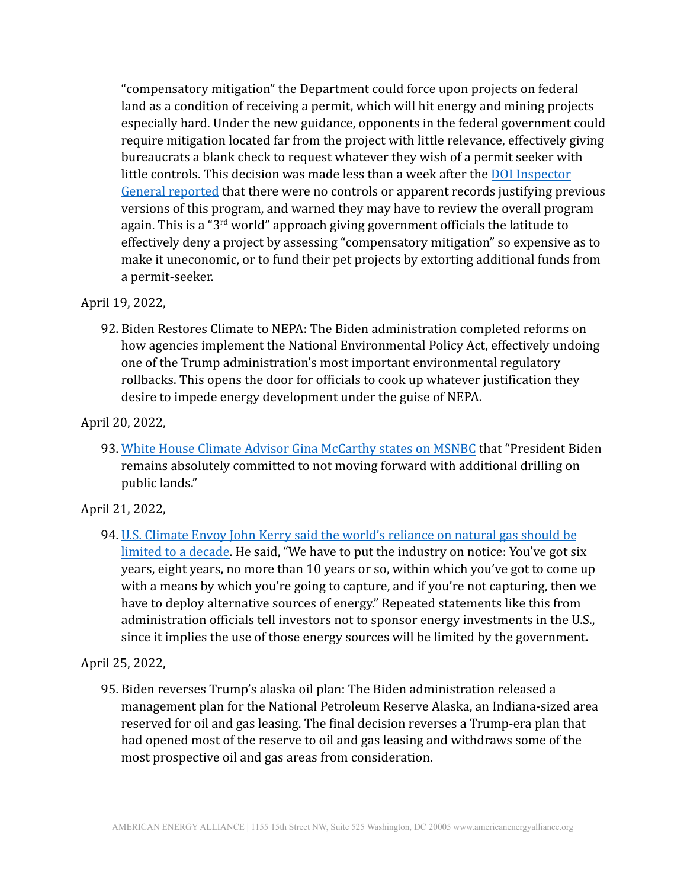“compensatory mitigation” the Department could force upon projects on federal land as a condition of receiving a permit, which will hit energy and mining projects especially hard. Under the new guidance, opponents in the federal government could require mitigation located far from the project with little relevance, effectively giving bureaucrats a blank check to request whatever they wish of a permit seeker with little controls. This decision was made less than a week after the [DOI Inspector General reported]() that there were no controls or apparent records justifying previous versions of this program, and warned they may have to review the overall program again. This is a “3rd world” approach giving government officials the latitude to effectively deny a project by assessing “compensatory mitigation” so expensive as to make it uneconomic, or to fund their pet projects by extorting additional funds from a permit-seeker.

April 19, 2022,

92. Biden Restores Climate to NEPA: The Biden administration completed reforms on how agencies implement the National Environmental Policy Act, effectively undoing one of the Trump administration’s most important environmental regulatory rollbacks. This opens the door for officials to cook up whatever justification they desire to impede energy development under the guise of NEPA.

April 20, 2022,

93. [White House Climate Advisor Gina McCarthy states on MSNBC]() that “President Biden remains absolutely committed to not moving forward with additional drilling on public lands.”

April 21, 2022,

94. [U.S. Climate Envoy John Kerry said the world’s reliance on natural gas should be limited to a decade](). He said, “We have to put the industry on notice: You’ve got six years, eight years, no more than 10 years or so, within which you’ve got to come up with a means by which you’re going to capture, and if you’re not capturing, then we have to deploy alternative sources of energy.” Repeated statements like this from administration officials tell investors not to sponsor energy investments in the U.S., since it implies the use of those energy sources will be limited by the government.

April 25, 2022,

95. Biden reverses Trump’s alaska oil plan: The Biden administration released a management plan for the National Petroleum Reserve Alaska, an Indiana-sized area reserved for oil and gas leasing. The final decision reverses a Trump-era plan that had opened most of the reserve to oil and gas leasing and withdraws some of the most prospective oil and gas areas from consideration.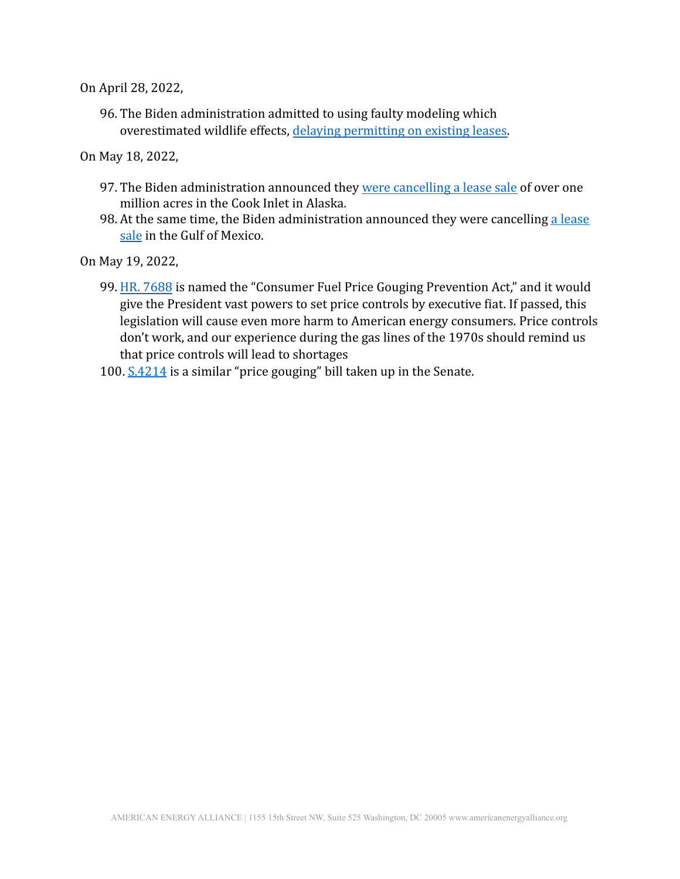On April 28, 2022,

96. The Biden administration admitted to using faulty modeling which overestimated wildlife effects, delaying permitting on existing leases.

On May 18, 2022,

97. The Biden administration announced they were cancelling a lease sale of over one million acres in the Cook Inlet in Alaska.
98. At the same time, the Biden administration announced they were cancelling a lease sale in the Gulf of Mexico.

On May 19, 2022,

99. HR. 7688 is named the "Consumer Fuel Price Gouging Prevention Act," and it would give the President vast powers to set price controls by executive fiat. If passed, this legislation will cause even more harm to American energy consumers. Price controls don't work, and our experience during the gas lines of the 1970s should remind us that price controls will lead to shortages
100. S.4214 is a similar "price gouging" bill taken up in the Senate.